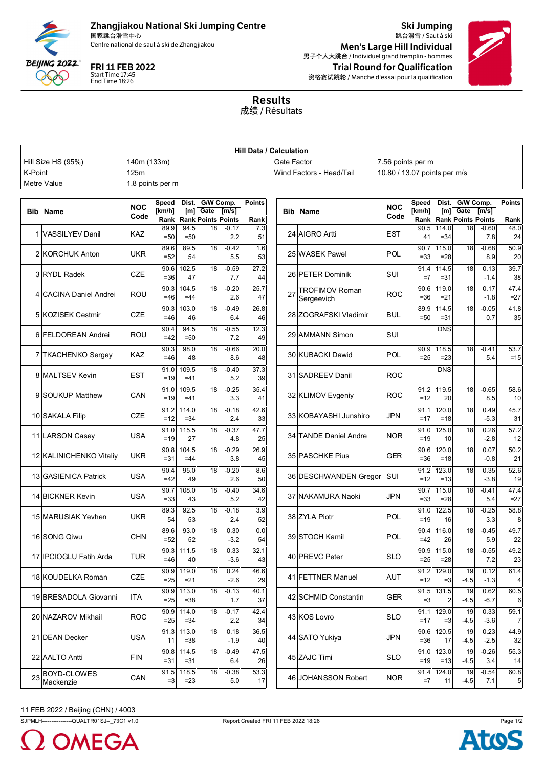# Zhangjiakou National Ski Jumping Centre

国家跳台滑雪中心
Centre national de saut à ski de Zhangjiakou

**FRI 11 FEB 2022**
Start Time 17:45
End Time 18:26

## Ski Jumping

跳台滑雪 / Saut à ski

**Men's Large Hill Individual**
男子个人大跳台 / Individuel grand tremplin - hommes

**Trial Round for Qualification**
资格赛试跳轮 / Manche d'essai pour la qualification

## Results

成绩 / Résultats

| Hill Data / Calculation | | | |
|---|---|---|---|
| Hill Size HS (95%) | 140m (133m) | Gate Factor | 7.56 points per m |
| K-Point | 125m | Wind Factors - Head/Tail | 10.80 / 13.07 points per m/s |
| Metre Value | 1.8 points per m | | |

| Bib | Name | NOC Code | Speed [km/h] Rank | Dist. [m] Rank | Gate Points | G/W Comp. [m/s] Points | Points Rank |
|---|---|---|---|---|---|---|---|
| 1 | VASSILYEV Danil | KAZ | 89.9 =50 | 94.5 =50 | 18 | -0.17 2.2 | 7.3 51 |
| 2 | KORCHUK Anton | UKR | 89.6 =52 | 89.5 54 | 18 | -0.42 5.5 | 1.6 53 |
| 3 | RYDL Radek | CZE | 90.6 =36 | 102.5 47 | 18 | -0.59 7.7 | 27.2 44 |
| 4 | CACINA Daniel Andrei | ROU | 90.3 =46 | 104.5 =44 | 18 | -0.20 2.6 | 25.7 47 |
| 5 | KOZISEK Cestmir | CZE | 90.3 =46 | 103.0 46 | 18 | -0.49 6.4 | 26.8 46 |
| 6 | FELDOREAN Andrei | ROU | 90.4 =42 | 94.5 =50 | 18 | -0.55 7.2 | 12.3 49 |
| 7 | TKACHENKO Sergey | KAZ | 90.3 =46 | 98.0 48 | 18 | -0.66 8.6 | 20.0 48 |
| 8 | MALTSEV Kevin | EST | 91.0 =19 | 109.5 =41 | 18 | -0.40 5.2 | 37.3 39 |
| 9 | SOUKUP Matthew | CAN | 91.0 =19 | 109.5 =41 | 18 | -0.25 3.3 | 35.4 41 |
| 10 | SAKALA Filip | CZE | 91.2 =12 | 114.0 =34 | 18 | -0.18 2.4 | 42.6 33 |
| 11 | LARSON Casey | USA | 91.0 =19 | 115.5 27 | 18 | -0.37 4.8 | 47.7 25 |
| 12 | KALINICHENKO Vitaliy | UKR | 90.8 =31 | 104.5 =44 | 18 | -0.29 3.8 | 26.9 45 |
| 13 | GASIENICA Patrick | USA | 90.4 =42 | 95.0 49 | 18 | -0.20 2.6 | 8.6 50 |
| 14 | BICKNER Kevin | USA | 90.7 =33 | 108.0 43 | 18 | -0.40 5.2 | 34.6 42 |
| 15 | MARUSIAK Yevhen | UKR | 89.3 54 | 92.5 53 | 18 | -0.18 2.4 | 3.9 52 |
| 16 | SONG Qiwu | CHN | 89.6 =52 | 93.0 52 | 18 | 0.30 -3.2 | 0.0 54 |
| 17 | IPCIOGLU Fatih Arda | TUR | 90.3 =46 | 111.5 40 | 18 | 0.33 -3.6 | 32.1 43 |
| 18 | KOUDELKA Roman | CZE | 90.9 =25 | 119.0 =21 | 18 | 0.24 -2.6 | 46.6 29 |
| 19 | BRESADOLA Giovanni | ITA | 90.9 =25 | 113.0 =38 | 18 | -0.13 1.7 | 40.1 37 |
| 20 | NAZAROV Mikhail | ROC | 90.9 =25 | 114.0 =34 | 18 | -0.17 2.2 | 42.4 34 |
| 21 | DEAN Decker | USA | 91.3 11 | 113.0 =38 | 18 | 0.18 -1.9 | 36.5 40 |
| 22 | AALTO Antti | FIN | 90.8 =31 | 114.5 =31 | 18 | -0.49 6.4 | 47.5 26 |
| 23 | BOYD-CLOWES Mackenzie | CAN | 91.5 =3 | 118.5 =23 | 18 | -0.38 5.0 | 53.3 17 |
| 24 | AIGRO Artti | EST | 90.5 41 | 114.0 =34 | 18 | -0.60 7.8 | 48.0 24 |
| 25 | WASEK Pawel | POL | 90.7 =33 | 115.0 =28 | 18 | -0.68 8.9 | 50.9 20 |
| 26 | PETER Dominik | SUI | 91.4 =7 | 114.5 =31 | 18 | 0.13 -1.4 | 39.7 38 |
| 27 | TROFIMOV Roman Sergeevich | ROC | 90.6 =36 | 119.0 =21 | 18 | 0.17 -1.8 | 47.4 =27 |
| 28 | ZOGRAFSKI Vladimir | BUL | 89.9 =50 | 114.5 =31 | 18 | -0.05 0.7 | 41.8 35 |
| 29 | AMMANN Simon | SUI | | DNS | | | |
| 30 | KUBACKI Dawid | POL | 90.9 =25 | 118.5 =23 | 18 | -0.41 5.4 | 53.7 =15 |
| 31 | SADREEV Danil | ROC | | DNS | | | |
| 32 | KLIMOV Evgeniy | ROC | 91.2 =12 | 119.5 20 | 18 | -0.65 8.5 | 58.6 10 |
| 33 | KOBAYASHI Junshiro | JPN | 91.1 =17 | 120.0 =18 | 18 | 0.49 -5.3 | 45.7 31 |
| 34 | TANDE Daniel Andre | NOR | 91.0 =19 | 125.0 10 | 18 | 0.26 -2.8 | 57.2 12 |
| 35 | PASCHKE Pius | GER | 90.6 =36 | 120.0 =18 | 18 | 0.07 -0.8 | 50.2 21 |
| 36 | DESCHWANDEN Gregor | SUI | 91.2 =12 | 123.0 =13 | 18 | 0.35 -3.8 | 52.6 19 |
| 37 | NAKAMURA Naoki | JPN | 90.7 =33 | 115.0 =28 | 18 | -0.41 5.4 | 47.4 =27 |
| 38 | ZYLA Piotr | POL | 91.0 =19 | 122.5 16 | 18 | -0.25 3.3 | 58.8 8 |
| 39 | STOCH Kamil | POL | 90.4 =42 | 116.0 26 | 18 | -0.45 5.9 | 49.7 22 |
| 40 | PREVC Peter | SLO | 90.9 =25 | 115.0 =28 | 18 | -0.55 7.2 | 49.2 23 |
| 41 | FETTNER Manuel | AUT | 91.2 =12 | 129.0 =3 | 19 -4.5 | 0.12 -1.3 | 61.4 4 |
| 42 | SCHMID Constantin | GER | 91.5 =3 | 131.5 2 | 19 -4.5 | 0.62 -6.7 | 60.5 6 |
| 43 | KOS Lovro | SLO | 91.1 =17 | 129.0 =3 | 19 -4.5 | 0.33 -3.6 | 59.1 7 |
| 44 | SATO Yukiya | JPN | 90.6 =36 | 120.5 17 | 19 -4.5 | 0.23 -2.5 | 44.9 32 |
| 45 | ZAJC Timi | SLO | 91.0 =19 | 123.0 =13 | 19 -4.5 | -0.26 3.4 | 55.3 14 |
| 46 | JOHANSSON Robert | NOR | 91.4 =7 | 124.0 11 | 19 -4.5 | -0.54 7.1 | 60.8 5 |

11 FEB 2022 / Beijing (CHN) / 4003

SJPMLH----------------QUALTR01SJ--_73C1 v1.0 Report Created FRI 11 FEB 2022 18:26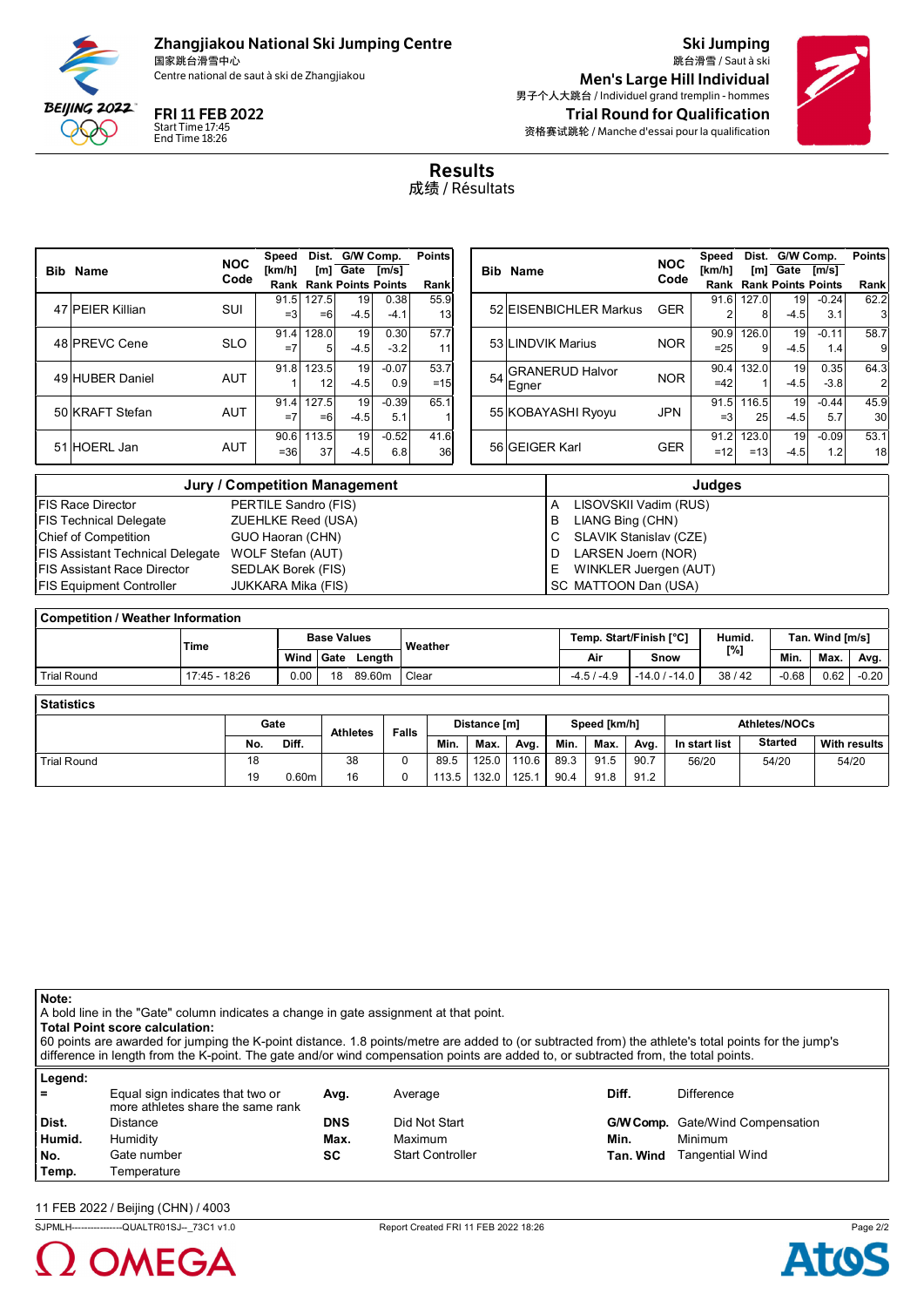# Zhangjiakou National Ski Jumping Centre

国家跳台滑雪中心
Centre national de saut à ski de Zhangjiakou

**FRI 11 FEB 2022**
Start Time 17:45
End Time 18:26

**Ski Jumping**
跳台滑雪 / Saut à ski

**Men's Large Hill Individual**
男子个人大跳台 / Individuel grand tremplin - hommes

**Trial Round for Qualification**
资格赛试跳轮 / Manche d'essai pour la qualification

## Results
成绩 / Résultats

| Bib | Name | NOC Code | Speed [km/h] Rank | Dist. [m] Rank | G/W Comp. Gate Points | [m/s] Points | Points Rank |
|---|---|---|---|---|---|---|---|
| 47 | PEIER Killian | SUI | 91.5 =3 | 127.5 =6 | 19 -4.5 | 0.38 -4.1 | 55.9 13 |
| 48 | PREVC Cene | SLO | 91.4 =7 | 128.0 5 | 19 -4.5 | 0.30 -3.2 | 57.7 11 |
| 49 | HUBER Daniel | AUT | 91.8 1 | 123.5 12 | 19 -4.5 | -0.07 0.9 | 53.7 =15 |
| 50 | KRAFT Stefan | AUT | 91.4 =7 | 127.5 =6 | 19 -4.5 | -0.39 5.1 | 65.1 1 |
| 51 | HOERL Jan | AUT | 90.6 =36 | 113.5 37 | 19 -4.5 | -0.52 6.8 | 41.6 36 |
| 52 | EISENBICHLER Markus | GER | 91.6 2 | 127.0 8 | 19 -4.5 | -0.24 3.1 | 62.2 3 |
| 53 | LINDVIK Marius | NOR | 90.9 =25 | 126.0 9 | 19 -4.5 | -0.11 1.4 | 58.7 9 |
| 54 | GRANERUD Halvor Egner | NOR | 90.4 =42 | 132.0 1 | 19 -4.5 | 0.35 -3.8 | 64.3 2 |
| 55 | KOBAYASHI Ryoyu | JPN | 91.5 =3 | 116.5 25 | 19 -4.5 | -0.44 5.7 | 45.9 30 |
| 56 | GEIGER Karl | GER | 91.2 =12 | 123.0 =13 | 19 -4.5 | -0.09 1.2 | 53.1 18 |

| Jury / Competition Management | |
|---|---|
| FIS Race Director | PERTILE Sandro (FIS) |
| FIS Technical Delegate | ZUEHLKE Reed (USA) |
| Chief of Competition | GUO Haoran (CHN) |
| FIS Assistant Technical Delegate | WOLF Stefan (AUT) |
| FIS Assistant Race Director | SEDLAK Borek (FIS) |
| FIS Equipment Controller | JUKKARA Mika (FIS) |

| Judges | |
|---|---|
| A | LISOVSKII Vadim (RUS) |
| B | LIANG Bing (CHN) |
| C | SLAVIK Stanislav (CZE) |
| D | LARSEN Joern (NOR) |
| E | WINKLER Juergen (AUT) |
| SC | MATTOON Dan (USA) |

### Competition / Weather Information

| | Time | Base Values Wind | Gate | Length | Weather | Temp. Start/Finish [°C] Air | Snow | Humid. [%] | Tan. Wind [m/s] Min. | Max. | Avg. |
|---|---|---|---|---|---|---|---|---|---|---|---|
| Trial Round | 17:45 - 18:26 | 0.00 | 18 | 89.60m | Clear | -4.5 / -4.9 | -14.0 / -14.0 | 38 / 42 | -0.68 | 0.62 | -0.20 |

### Statistics

| | Gate No. | Gate Diff. | Athletes | Falls | Distance [m] Min. | Max. | Avg. | Speed [km/h] Min. | Max. | Avg. | Athletes/NOCs In start list | Started | With results |
|---|---|---|---|---|---|---|---|---|---|---|---|---|---|
| Trial Round | 18 | | 38 | 0 | 89.5 | 125.0 | 110.6 | 89.3 | 91.5 | 90.7 | 56/20 | 54/20 | 54/20 |
| | 19 | 0.60m | 16 | 0 | 113.5 | 132.0 | 125.1 | 90.4 | 91.8 | 91.2 | | | |

**Note:**
A bold line in the "Gate" column indicates a change in gate assignment at that point.
**Total Point score calculation:**
60 points are awarded for jumping the K-point distance. 1.8 points/metre are added to (or subtracted from) the athlete's total points for the jump's difference in length from the K-point. The gate and/or wind compensation points are added to, or subtracted from, the total points.

**Legend:**

| | | | | | |
|---|---|---|---|---|---|
| **=** | Equal sign indicates that two or more athletes share the same rank | **Avg.** | Average | **Diff.** | Difference |
| **Dist.** | Distance | **DNS** | Did Not Start | **G/W Comp.** | Gate/Wind Compensation |
| **Humid.** | Humidity | **Max.** | Maximum | **Min.** | Minimum |
| **No.** | Gate number | **SC** | Start Controller | **Tan. Wind** | Tangential Wind |
| **Temp.** | Temperature | | | | |

11 FEB 2022 / Beijing (CHN) / 4003

SJPMLH----------------QUALTR01SJ--_73C1 v1.0 Report Created FRI 11 FEB 2022 18:26